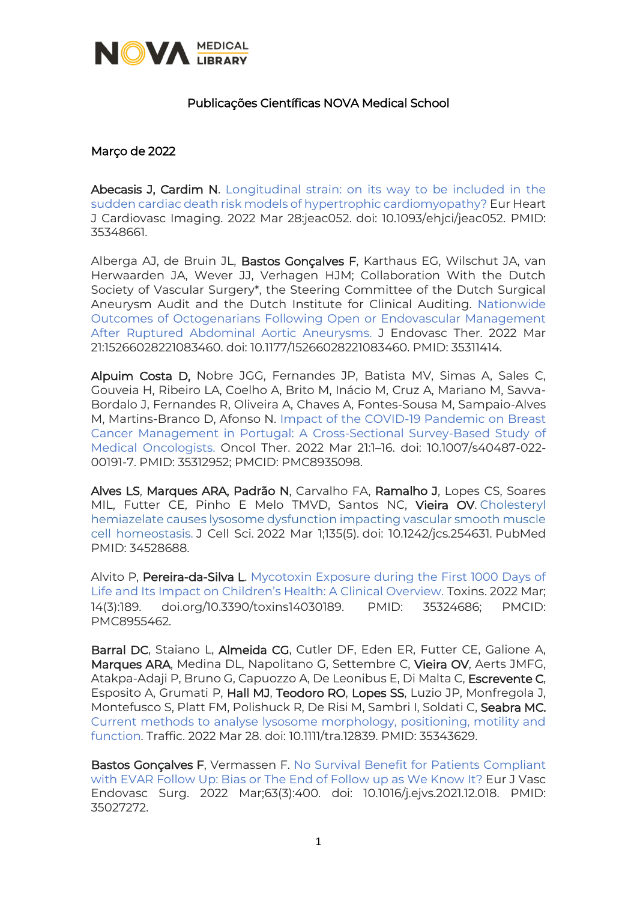# Publicações Científicas NOVA Medical School

## Março de 2022

**Abecasis J**, **Cardim N**. Longitudinal strain: on its way to be included in the sudden cardiac death risk models of hypertrophic cardiomyopathy? Eur Heart J Cardiovasc Imaging. 2022 Mar 28:jeac052. doi: 10.1093/ehjci/jeac052. PMID: 35348661.

Alberga AJ, de Bruin JL, **Bastos Gonçalves F**, Karthaus EG, Wilschut JA, van Herwaarden JA, Wever JJ, Verhagen HJM; Collaboration With the Dutch Society of Vascular Surgery*, the Steering Committee of the Dutch Surgical Aneurysm Audit and the Dutch Institute for Clinical Auditing. Nationwide Outcomes of Octogenarians Following Open or Endovascular Management After Ruptured Abdominal Aortic Aneurysms. J Endovasc Ther. 2022 Mar 21:15266028221083460. doi: 10.1177/15266028221083460. PMID: 35311414.

**Alpuim Costa D,** Nobre JGG, Fernandes JP, Batista MV, Simas A, Sales C, Gouveia H, Ribeiro LA, Coelho A, Brito M, Inácio M, Cruz A, Mariano M, Savva-Bordalo J, Fernandes R, Oliveira A, Chaves A, Fontes-Sousa M, Sampaio-Alves M, Martins-Branco D, Afonso N. Impact of the COVID-19 Pandemic on Breast Cancer Management in Portugal: A Cross-Sectional Survey-Based Study of Medical Oncologists. Oncol Ther. 2022 Mar 21:1–16. doi: 10.1007/s40487-022-00191-7. PMID: 35312952; PMCID: PMC8935098.

**Alves LS**, **Marques ARA**, **Padrão N**, Carvalho FA, **Ramalho J**, Lopes CS, Soares MIL, Futter CE, Pinho E Melo TMVD, Santos NC, **Vieira OV**. Cholesteryl hemiazelate causes lysosome dysfunction impacting vascular smooth muscle cell homeostasis. J Cell Sci. 2022 Mar 1;135(5). doi: 10.1242/jcs.254631. PubMed PMID: 34528688.

Alvito P, **Pereira-da-Silva L**. Mycotoxin Exposure during the First 1000 Days of Life and Its Impact on Children's Health: A Clinical Overview. Toxins. 2022 Mar; 14(3):189. doi.org/10.3390/toxins14030189. PMID: 35324686; PMCID: PMC8955462.

**Barral DC**, Staiano L, **Almeida CG**, Cutler DF, Eden ER, Futter CE, Galione A, **Marques ARA**, Medina DL, Napolitano G, Settembre C, **Vieira OV**, Aerts JMFG, Atakpa-Adaji P, Bruno G, Capuozzo A, De Leonibus E, Di Malta C, **Escrevente C**, Esposito A, Grumati P, **Hall MJ**, **Teodoro RO**, **Lopes SS**, Luzio JP, Monfregola J, Montefusco S, Platt FM, Polishuck R, De Risi M, Sambri I, Soldati C, **Seabra MC.** Current methods to analyse lysosome morphology, positioning, motility and function. Traffic. 2022 Mar 28. doi: 10.1111/tra.12839. PMID: 35343629.

**Bastos Gonçalves F**, Vermassen F. No Survival Benefit for Patients Compliant with EVAR Follow Up: Bias or The End of Follow up as We Know It? Eur J Vasc Endovasc Surg. 2022 Mar;63(3):400. doi: 10.1016/j.ejvs.2021.12.018. PMID: 35027272.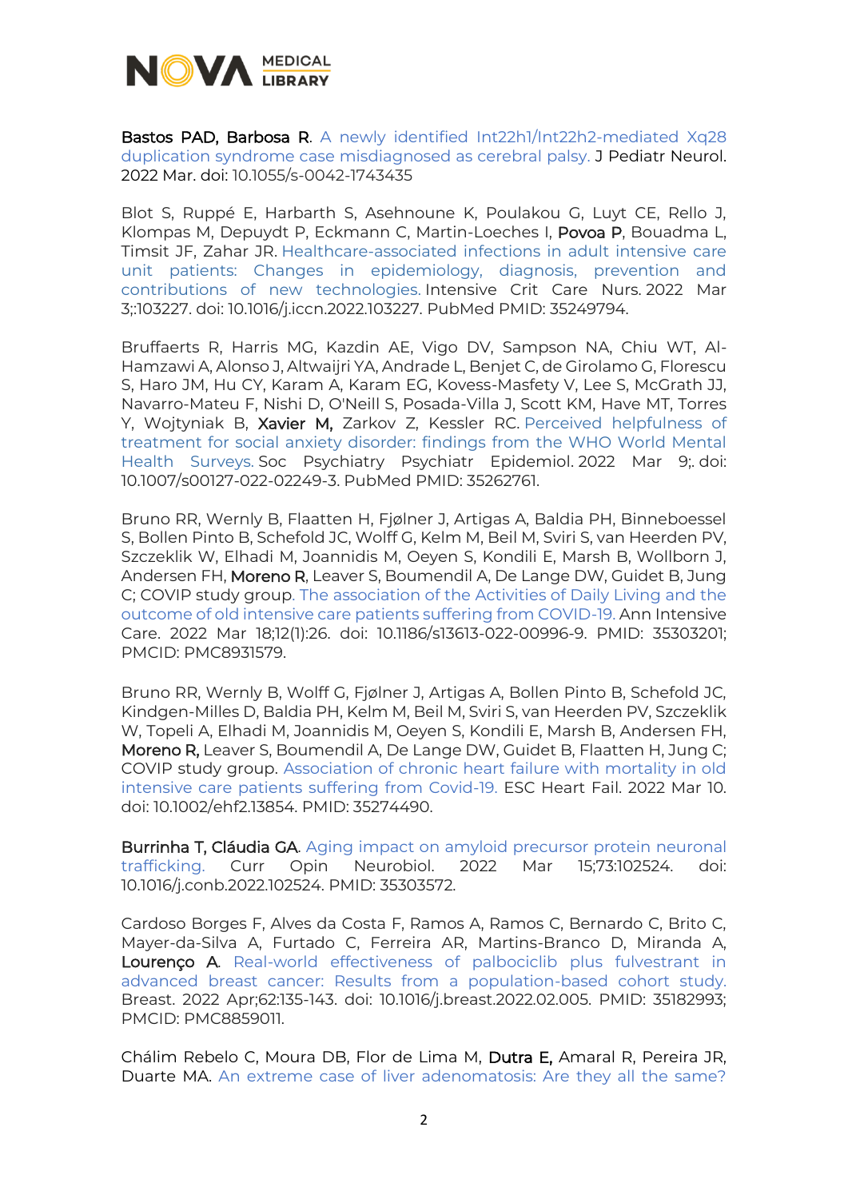**Bastos PAD, Barbosa R**. A newly identified Int22h1/Int22h2-mediated Xq28 duplication syndrome case misdiagnosed as cerebral palsy. J Pediatr Neurol. 2022 Mar. doi: 10.1055/s-0042-1743435

Blot S, Ruppé E, Harbarth S, Asehnoune K, Poulakou G, Luyt CE, Rello J, Klompas M, Depuydt P, Eckmann C, Martin-Loeches I, **Povoa P**, Bouadma L, Timsit JF, Zahar JR. Healthcare-associated infections in adult intensive care unit patients: Changes in epidemiology, diagnosis, prevention and contributions of new technologies. Intensive Crit Care Nurs. 2022 Mar 3;:103227. doi: 10.1016/j.iccn.2022.103227. PubMed PMID: 35249794.

Bruffaerts R, Harris MG, Kazdin AE, Vigo DV, Sampson NA, Chiu WT, Al-Hamzawi A, Alonso J, Altwaijri YA, Andrade L, Benjet C, de Girolamo G, Florescu S, Haro JM, Hu CY, Karam A, Karam EG, Kovess-Masfety V, Lee S, McGrath JJ, Navarro-Mateu F, Nishi D, O'Neill S, Posada-Villa J, Scott KM, Have MT, Torres Y, Wojtyniak B, **Xavier M,** Zarkov Z, Kessler RC. Perceived helpfulness of treatment for social anxiety disorder: findings from the WHO World Mental Health Surveys. Soc Psychiatry Psychiatr Epidemiol. 2022 Mar 9;. doi: 10.1007/s00127-022-02249-3. PubMed PMID: 35262761.

Bruno RR, Wernly B, Flaatten H, Fjølner J, Artigas A, Baldia PH, Binneboessel S, Bollen Pinto B, Schefold JC, Wolff G, Kelm M, Beil M, Sviri S, van Heerden PV, Szczeklik W, Elhadi M, Joannidis M, Oeyen S, Kondili E, Marsh B, Wollborn J, Andersen FH, **Moreno R**, Leaver S, Boumendil A, De Lange DW, Guidet B, Jung C; COVIP study group. The association of the Activities of Daily Living and the outcome of old intensive care patients suffering from COVID-19. Ann Intensive Care. 2022 Mar 18;12(1):26. doi: 10.1186/s13613-022-00996-9. PMID: 35303201; PMCID: PMC8931579.

Bruno RR, Wernly B, Wolff G, Fjølner J, Artigas A, Bollen Pinto B, Schefold JC, Kindgen-Milles D, Baldia PH, Kelm M, Beil M, Sviri S, van Heerden PV, Szczeklik W, Topeli A, Elhadi M, Joannidis M, Oeyen S, Kondili E, Marsh B, Andersen FH, **Moreno R,** Leaver S, Boumendil A, De Lange DW, Guidet B, Flaatten H, Jung C; COVIP study group. Association of chronic heart failure with mortality in old intensive care patients suffering from Covid-19. ESC Heart Fail. 2022 Mar 10. doi: 10.1002/ehf2.13854. PMID: 35274490.

**Burrinha T, Cláudia GA**. Aging impact on amyloid precursor protein neuronal trafficking. Curr Opin Neurobiol. 2022 Mar 15;73:102524. doi: 10.1016/j.conb.2022.102524. PMID: 35303572.

Cardoso Borges F, Alves da Costa F, Ramos A, Ramos C, Bernardo C, Brito C, Mayer-da-Silva A, Furtado C, Ferreira AR, Martins-Branco D, Miranda A, **Lourenço A**. Real-world effectiveness of palbociclib plus fulvestrant in advanced breast cancer: Results from a population-based cohort study. Breast. 2022 Apr;62:135-143. doi: 10.1016/j.breast.2022.02.005. PMID: 35182993; PMCID: PMC8859011.

Chálim Rebelo C, Moura DB, Flor de Lima M, **Dutra E,** Amaral R, Pereira JR, Duarte MA. An extreme case of liver adenomatosis: Are they all the same?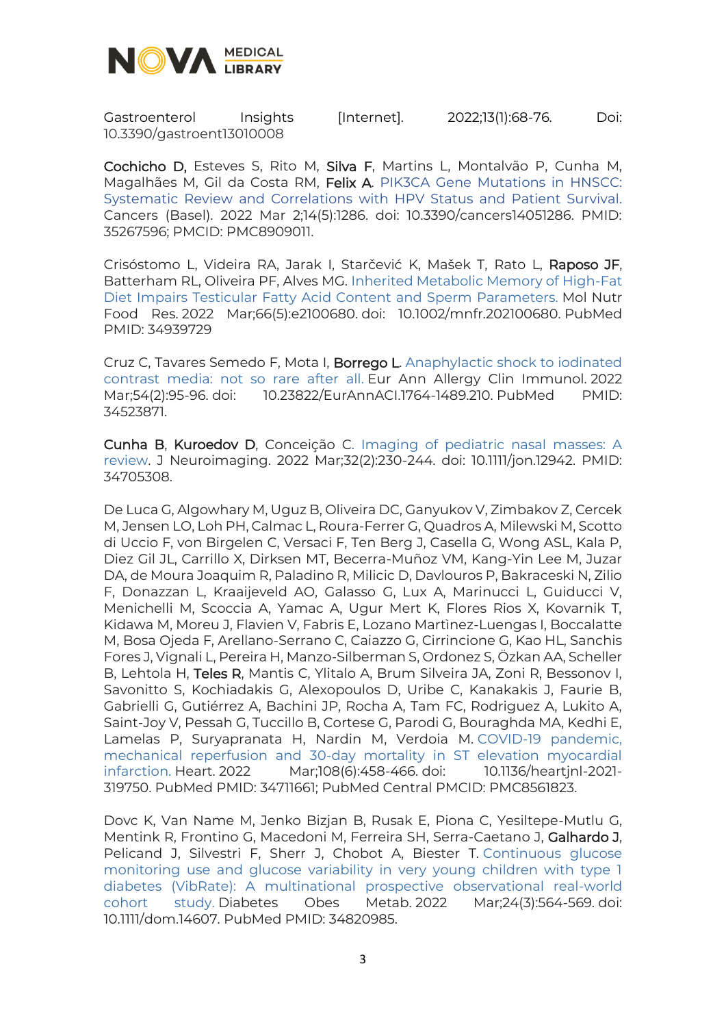Gastroenterol Insights [Internet]. 2022;13(1):68-76. Doi: 10.3390/gastroent13010008

**Cochicho D,** Esteves S, Rito M, **Silva F**, Martins L, Montalvão P, Cunha M, Magalhães M, Gil da Costa RM, **Felix A**. PIK3CA Gene Mutations in HNSCC: Systematic Review and Correlations with HPV Status and Patient Survival. Cancers (Basel). 2022 Mar 2;14(5):1286. doi: 10.3390/cancers14051286. PMID: 35267596; PMCID: PMC8909011.

Crisóstomo L, Videira RA, Jarak I, Starčević K, Mašek T, Rato L, **Raposo JF**, Batterham RL, Oliveira PF, Alves MG. Inherited Metabolic Memory of High-Fat Diet Impairs Testicular Fatty Acid Content and Sperm Parameters. Mol Nutr Food Res. 2022 Mar;66(5):e2100680. doi: 10.1002/mnfr.202100680. PubMed PMID: 34939729

Cruz C, Tavares Semedo F, Mota I, **Borrego L**. Anaphylactic shock to iodinated contrast media: not so rare after all. Eur Ann Allergy Clin Immunol. 2022 Mar;54(2):95-96. doi: 10.23822/EurAnnACI.1764-1489.210. PubMed PMID: 34523871.

**Cunha B**, **Kuroedov D**, Conceição C. Imaging of pediatric nasal masses: A review. J Neuroimaging. 2022 Mar;32(2):230-244. doi: 10.1111/jon.12942. PMID: 34705308.

De Luca G, Algowhary M, Uguz B, Oliveira DC, Ganyukov V, Zimbakov Z, Cercek M, Jensen LO, Loh PH, Calmac L, Roura-Ferrer G, Quadros A, Milewski M, Scotto di Uccio F, von Birgelen C, Versaci F, Ten Berg J, Casella G, Wong ASL, Kala P, Diez Gil JL, Carrillo X, Dirksen MT, Becerra-Muñoz VM, Kang-Yin Lee M, Juzar DA, de Moura Joaquim R, Paladino R, Milicic D, Davlouros P, Bakraceski N, Zilio F, Donazzan L, Kraaijeveld AO, Galasso G, Lux A, Marinucci L, Guiducci V, Menichelli M, Scoccia A, Yamac A, Ugur Mert K, Flores Rios X, Kovarnik T, Kidawa M, Moreu J, Flavien V, Fabris E, Lozano Martìnez-Luengas I, Boccalatte M, Bosa Ojeda F, Arellano-Serrano C, Caiazzo G, Cirrincione G, Kao HL, Sanchis Fores J, Vignali L, Pereira H, Manzo-Silberman S, Ordonez S, Özkan AA, Scheller B, Lehtola H, **Teles R**, Mantis C, Ylitalo A, Brum Silveira JA, Zoni R, Bessonov I, Savonitto S, Kochiadakis G, Alexopoulos D, Uribe C, Kanakakis J, Faurie B, Gabrielli G, Gutiérrez A, Bachini JP, Rocha A, Tam FC, Rodriguez A, Lukito A, Saint-Joy V, Pessah G, Tuccillo B, Cortese G, Parodi G, Bouraghda MA, Kedhi E, Lamelas P, Suryapranata H, Nardin M, Verdoia M. COVID-19 pandemic, mechanical reperfusion and 30-day mortality in ST elevation myocardial infarction. Heart. 2022 Mar;108(6):458-466. doi: 10.1136/heartjnl-2021-319750. PubMed PMID: 34711661; PubMed Central PMCID: PMC8561823.

Dovc K, Van Name M, Jenko Bizjan B, Rusak E, Piona C, Yesiltepe-Mutlu G, Mentink R, Frontino G, Macedoni M, Ferreira SH, Serra-Caetano J, **Galhardo J**, Pelicand J, Silvestri F, Sherr J, Chobot A, Biester T. Continuous glucose monitoring use and glucose variability in very young children with type 1 diabetes (VibRate): A multinational prospective observational real-world cohort study. Diabetes Obes Metab. 2022 Mar;24(3):564-569. doi: 10.1111/dom.14607. PubMed PMID: 34820985.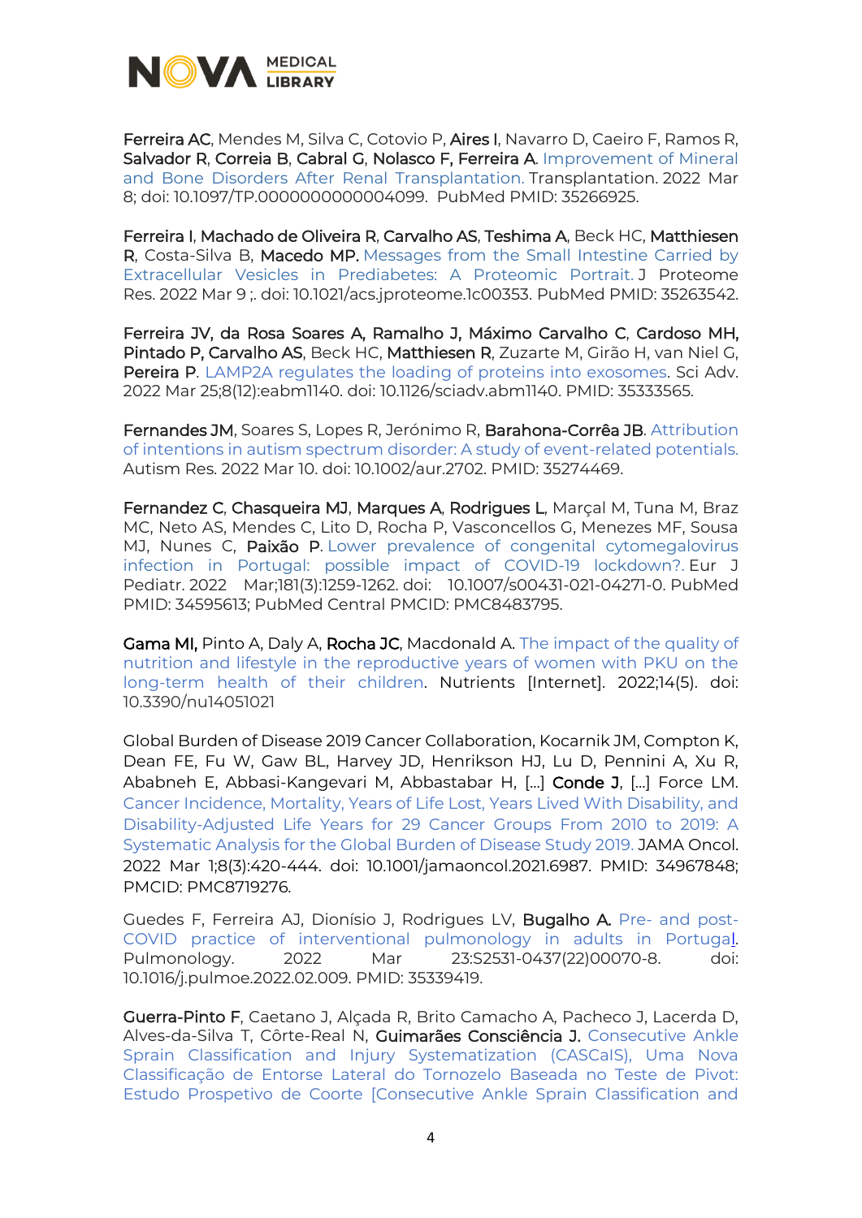**Ferreira AC**, Mendes M, Silva C, Cotovio P, **Aires I**, Navarro D, Caeiro F, Ramos R, **Salvador R**, **Correia B**, **Cabral G**, **Nolasco F**, **Ferreira A**. Improvement of Mineral and Bone Disorders After Renal Transplantation. Transplantation. 2022 Mar 8; doi: 10.1097/TP.0000000000004099. PubMed PMID: 35266925.

**Ferreira I**, **Machado de Oliveira R**, **Carvalho AS**, **Teshima A**, Beck HC, **Matthiesen R**, Costa-Silva B, **Macedo MP.** Messages from the Small Intestine Carried by Extracellular Vesicles in Prediabetes: A Proteomic Portrait. J Proteome Res. 2022 Mar 9 ;. doi: 10.1021/acs.jproteome.1c00353. PubMed PMID: 35263542.

**Ferreira JV, da Rosa Soares A, Ramalho J, Máximo Carvalho C**, **Cardoso MH, Pintado P, Carvalho AS**, Beck HC, **Matthiesen R**, Zuzarte M, Girão H, van Niel G, **Pereira P**. LAMP2A regulates the loading of proteins into exosomes. Sci Adv. 2022 Mar 25;8(12):eabm1140. doi: 10.1126/sciadv.abm1140. PMID: 35333565.

**Fernandes JM**, Soares S, Lopes R, Jerónimo R, **Barahona-Corrêa JB**. Attribution of intentions in autism spectrum disorder: A study of event-related potentials. Autism Res. 2022 Mar 10. doi: 10.1002/aur.2702. PMID: 35274469.

**Fernandez C**, **Chasqueira MJ**, **Marques A**, **Rodrigues L**, Marçal M, Tuna M, Braz MC, Neto AS, Mendes C, Lito D, Rocha P, Vasconcellos G, Menezes MF, Sousa MJ, Nunes C, **Paixão P**. Lower prevalence of congenital cytomegalovirus infection in Portugal: possible impact of COVID-19 lockdown?. Eur J Pediatr. 2022 Mar;181(3):1259-1262. doi: 10.1007/s00431-021-04271-0. PubMed PMID: 34595613; PubMed Central PMCID: PMC8483795.

**Gama MI,** Pinto A, Daly A, **Rocha JC**, Macdonald A. The impact of the quality of nutrition and lifestyle in the reproductive years of women with PKU on the long-term health of their children. Nutrients [Internet]. 2022;14(5). doi: 10.3390/nu14051021

Global Burden of Disease 2019 Cancer Collaboration, Kocarnik JM, Compton K, Dean FE, Fu W, Gaw BL, Harvey JD, Henrikson HJ, Lu D, Pennini A, Xu R, Ababneh E, Abbasi-Kangevari M, Abbastabar H, [...] **Conde J**, [...] Force LM. Cancer Incidence, Mortality, Years of Life Lost, Years Lived With Disability, and Disability-Adjusted Life Years for 29 Cancer Groups From 2010 to 2019: A Systematic Analysis for the Global Burden of Disease Study 2019. JAMA Oncol. 2022 Mar 1;8(3):420-444. doi: 10.1001/jamaoncol.2021.6987. PMID: 34967848; PMCID: PMC8719276.

Guedes F, Ferreira AJ, Dionísio J, Rodrigues LV, **Bugalho A.** Pre- and post-COVID practice of interventional pulmonology in adults in Portugal. Pulmonology. 2022 Mar 23:S2531-0437(22)00070-8. doi: 10.1016/j.pulmoe.2022.02.009. PMID: 35339419.

**Guerra-Pinto F**, Caetano J, Alçada R, Brito Camacho A, Pacheco J, Lacerda D, Alves-da-Silva T, Côrte-Real N, **Guimarães Consciência J.** Consecutive Ankle Sprain Classification and Injury Systematization (CASCaIS), Uma Nova Classificação de Entorse Lateral do Tornozelo Baseada no Teste de Pivot: Estudo Prospetivo de Coorte [Consecutive Ankle Sprain Classification and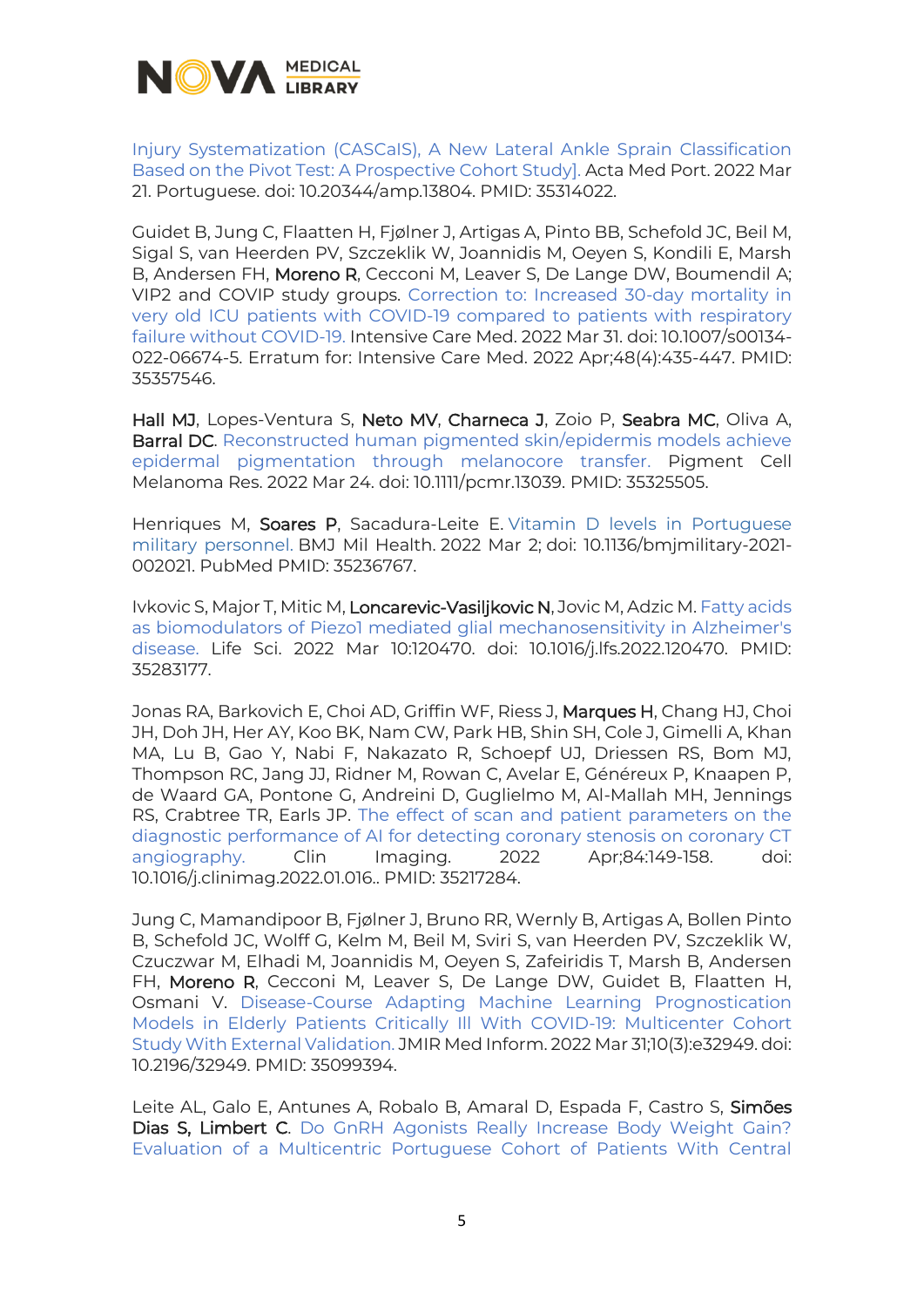Injury Systematization (CASCaIS), A New Lateral Ankle Sprain Classification Based on the Pivot Test: A Prospective Cohort Study]. Acta Med Port. 2022 Mar 21. Portuguese. doi: 10.20344/amp.13804. PMID: 35314022.

Guidet B, Jung C, Flaatten H, Fjølner J, Artigas A, Pinto BB, Schefold JC, Beil M, Sigal S, van Heerden PV, Szczeklik W, Joannidis M, Oeyen S, Kondili E, Marsh B, Andersen FH, **Moreno R**, Cecconi M, Leaver S, De Lange DW, Boumendil A; VIP2 and COVIP study groups. Correction to: Increased 30-day mortality in very old ICU patients with COVID-19 compared to patients with respiratory failure without COVID-19. Intensive Care Med. 2022 Mar 31. doi: 10.1007/s00134-022-06674-5. Erratum for: Intensive Care Med. 2022 Apr;48(4):435-447. PMID: 35357546.

**Hall MJ**, Lopes-Ventura S, **Neto MV**, **Charneca J**, Zoio P, **Seabra MC**, Oliva A, **Barral DC**. Reconstructed human pigmented skin/epidermis models achieve epidermal pigmentation through melanocore transfer. Pigment Cell Melanoma Res. 2022 Mar 24. doi: 10.1111/pcmr.13039. PMID: 35325505.

Henriques M, **Soares P**, Sacadura-Leite E. Vitamin D levels in Portuguese military personnel. BMJ Mil Health. 2022 Mar 2; doi: 10.1136/bmjmilitary-2021-002021. PubMed PMID: 35236767.

Ivkovic S, Major T, Mitic M, **Loncarevic-Vasiljkovic N**, Jovic M, Adzic M. Fatty acids as biomodulators of Piezo1 mediated glial mechanosensitivity in Alzheimer's disease. Life Sci. 2022 Mar 10:120470. doi: 10.1016/j.lfs.2022.120470. PMID: 35283177.

Jonas RA, Barkovich E, Choi AD, Griffin WF, Riess J, **Marques H**, Chang HJ, Choi JH, Doh JH, Her AY, Koo BK, Nam CW, Park HB, Shin SH, Cole J, Gimelli A, Khan MA, Lu B, Gao Y, Nabi F, Nakazato R, Schoepf UJ, Driessen RS, Bom MJ, Thompson RC, Jang JJ, Ridner M, Rowan C, Avelar E, Généreux P, Knaapen P, de Waard GA, Pontone G, Andreini D, Guglielmo M, Al-Mallah MH, Jennings RS, Crabtree TR, Earls JP. The effect of scan and patient parameters on the diagnostic performance of AI for detecting coronary stenosis on coronary CT angiography. Clin Imaging. 2022 Apr;84:149-158. doi: 10.1016/j.clinimag.2022.01.016.. PMID: 35217284.

Jung C, Mamandipoor B, Fjølner J, Bruno RR, Wernly B, Artigas A, Bollen Pinto B, Schefold JC, Wolff G, Kelm M, Beil M, Sviri S, van Heerden PV, Szczeklik W, Czuczwar M, Elhadi M, Joannidis M, Oeyen S, Zafeiridis T, Marsh B, Andersen FH, **Moreno R**, Cecconi M, Leaver S, De Lange DW, Guidet B, Flaatten H, Osmani V. Disease-Course Adapting Machine Learning Prognostication Models in Elderly Patients Critically Ill With COVID-19: Multicenter Cohort Study With External Validation. JMIR Med Inform. 2022 Mar 31;10(3):e32949. doi: 10.2196/32949. PMID: 35099394.

Leite AL, Galo E, Antunes A, Robalo B, Amaral D, Espada F, Castro S, **Simões Dias S**, **Limbert C**. Do GnRH Agonists Really Increase Body Weight Gain? Evaluation of a Multicentric Portuguese Cohort of Patients With Central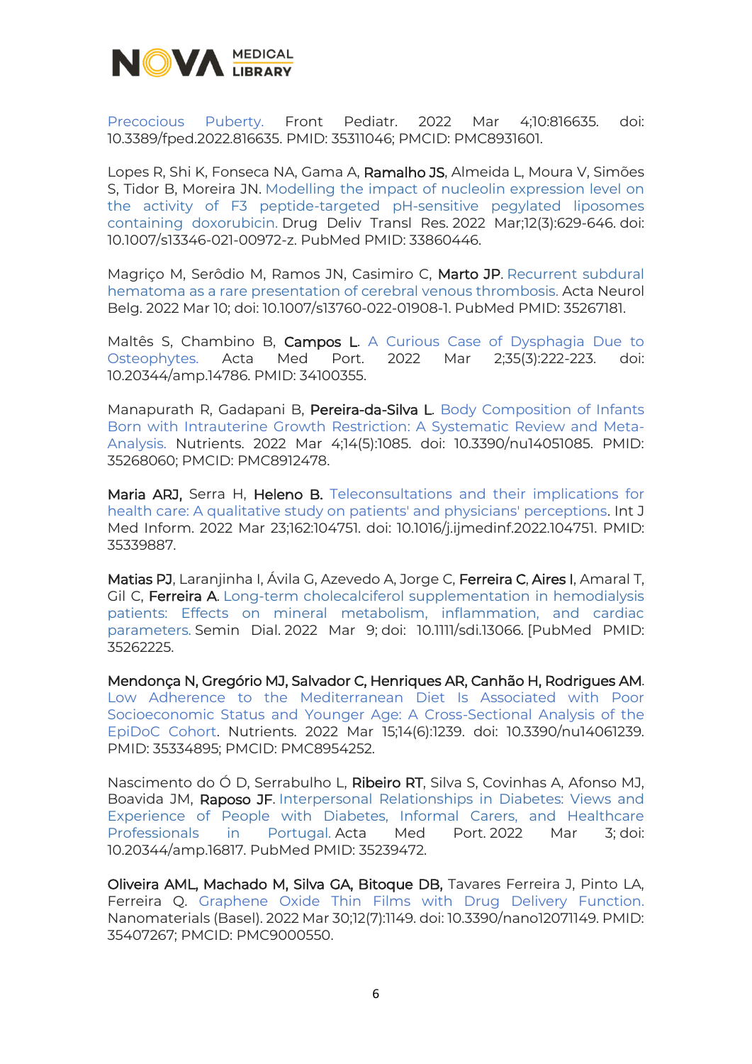Precocious Puberty. Front Pediatr. 2022 Mar 4;10:816635. doi: 10.3389/fped.2022.816635. PMID: 35311046; PMCID: PMC8931601.

Lopes R, Shi K, Fonseca NA, Gama A, **Ramalho JS**, Almeida L, Moura V, Simões S, Tidor B, Moreira JN. Modelling the impact of nucleolin expression level on the activity of F3 peptide-targeted pH-sensitive pegylated liposomes containing doxorubicin. Drug Deliv Transl Res. 2022 Mar;12(3):629-646. doi: 10.1007/s13346-021-00972-z. PubMed PMID: 33860446.

Magriço M, Serôdio M, Ramos JN, Casimiro C, **Marto JP**. Recurrent subdural hematoma as a rare presentation of cerebral venous thrombosis. Acta Neurol Belg. 2022 Mar 10; doi: 10.1007/s13760-022-01908-1. PubMed PMID: 35267181.

Maltês S, Chambino B, **Campos L**. A Curious Case of Dysphagia Due to Osteophytes. Acta Med Port. 2022 Mar 2;35(3):222-223. doi: 10.20344/amp.14786. PMID: 34100355.

Manapurath R, Gadapani B, **Pereira-da-Silva L**. Body Composition of Infants Born with Intrauterine Growth Restriction: A Systematic Review and Meta-Analysis. Nutrients. 2022 Mar 4;14(5):1085. doi: 10.3390/nu14051085. PMID: 35268060; PMCID: PMC8912478.

**Maria ARJ,** Serra H, **Heleno B.** Teleconsultations and their implications for health care: A qualitative study on patients' and physicians' perceptions. Int J Med Inform. 2022 Mar 23;162:104751. doi: 10.1016/j.ijmedinf.2022.104751. PMID: 35339887.

**Matias PJ**, Laranjinha I, Ávila G, Azevedo A, Jorge C, **Ferreira C**, **Aires I**, Amaral T, Gil C, **Ferreira A**. Long-term cholecalciferol supplementation in hemodialysis patients: Effects on mineral metabolism, inflammation, and cardiac parameters. Semin Dial. 2022 Mar 9; doi: 10.1111/sdi.13066. [PubMed PMID: 35262225.

**Mendonça N, Gregório MJ, Salvador C, Henriques AR, Canhão H, Rodrigues AM**. Low Adherence to the Mediterranean Diet Is Associated with Poor Socioeconomic Status and Younger Age: A Cross-Sectional Analysis of the EpiDoC Cohort. Nutrients. 2022 Mar 15;14(6):1239. doi: 10.3390/nu14061239. PMID: 35334895; PMCID: PMC8954252.

Nascimento do Ó D, Serrabulho L, **Ribeiro RT**, Silva S, Covinhas A, Afonso MJ, Boavida JM, **Raposo JF**. Interpersonal Relationships in Diabetes: Views and Experience of People with Diabetes, Informal Carers, and Healthcare Professionals in Portugal. Acta Med Port. 2022 Mar 3; doi: 10.20344/amp.16817. PubMed PMID: 35239472.

**Oliveira AML, Machado M, Silva GA, Bitoque DB,** Tavares Ferreira J, Pinto LA, Ferreira Q. Graphene Oxide Thin Films with Drug Delivery Function. Nanomaterials (Basel). 2022 Mar 30;12(7):1149. doi: 10.3390/nano12071149. PMID: 35407267; PMCID: PMC9000550.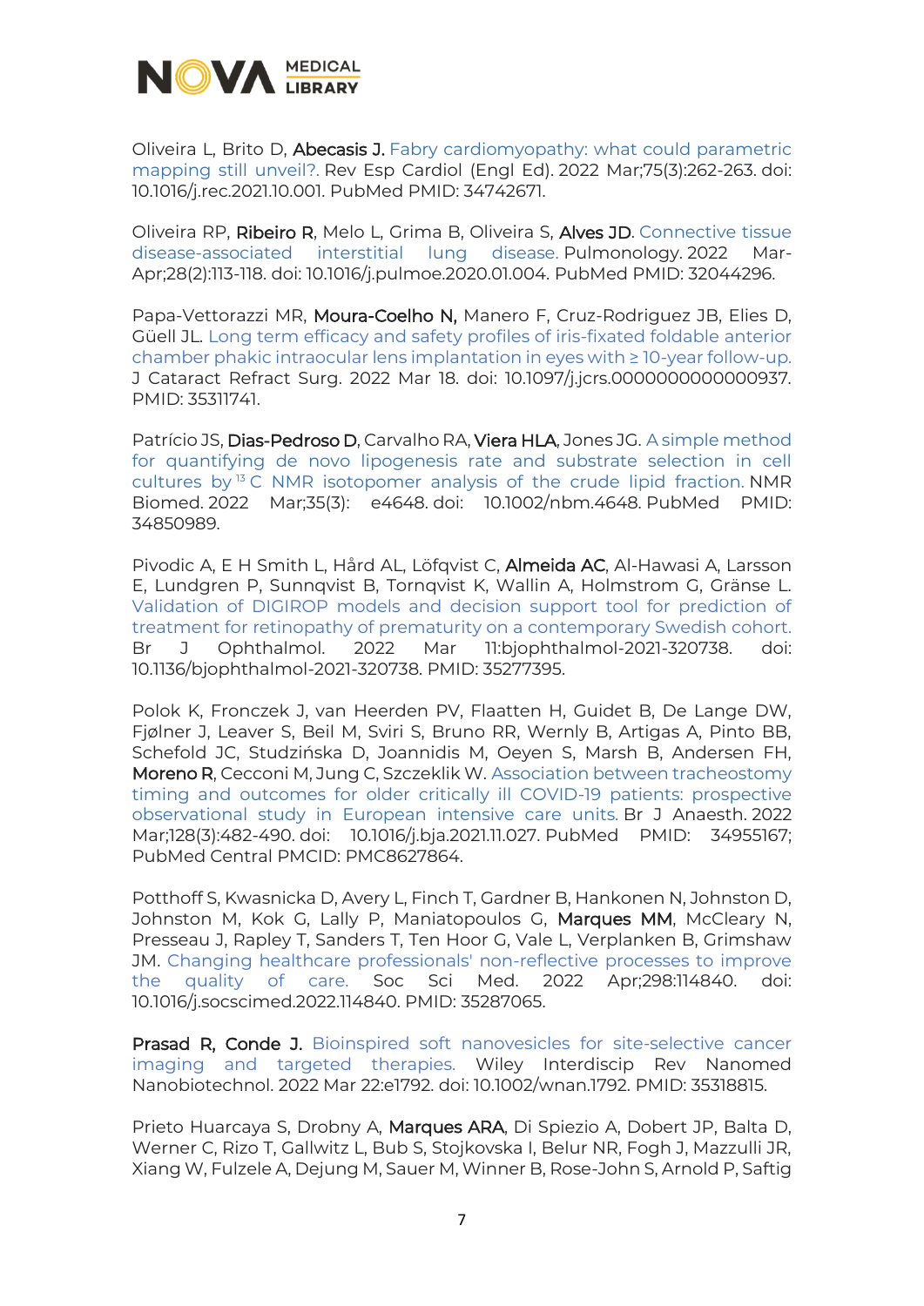Oliveira L, Brito D, **Abecasis J.** Fabry cardiomyopathy: what could parametric mapping still unveil?. Rev Esp Cardiol (Engl Ed). 2022 Mar;75(3):262-263. doi: 10.1016/j.rec.2021.10.001. PubMed PMID: 34742671.

Oliveira RP, **Ribeiro R**, Melo L, Grima B, Oliveira S, **Alves JD**. Connective tissue disease-associated interstitial lung disease. Pulmonology. 2022 Mar-Apr;28(2):113-118. doi: 10.1016/j.pulmoe.2020.01.004. PubMed PMID: 32044296.

Papa-Vettorazzi MR, **Moura-Coelho N,** Manero F, Cruz-Rodriguez JB, Elies D, Güell JL. Long term efficacy and safety profiles of iris-fixated foldable anterior chamber phakic intraocular lens implantation in eyes with ≥ 10-year follow-up. J Cataract Refract Surg. 2022 Mar 18. doi: 10.1097/j.jcrs.0000000000000937. PMID: 35311741.

Patrício JS, **Dias-Pedroso D**, Carvalho RA, **Viera HLA**, Jones JG. A simple method for quantifying de novo lipogenesis rate and substrate selection in cell cultures by $^{13}$C NMR isotopomer analysis of the crude lipid fraction. NMR Biomed. 2022 Mar;35(3): e4648. doi: 10.1002/nbm.4648. PubMed PMID: 34850989.

Pivodic A, E H Smith L, Hård AL, Löfqvist C, **Almeida AC**, Al-Hawasi A, Larsson E, Lundgren P, Sunnqvist B, Tornqvist K, Wallin A, Holmstrom G, Gränse L. Validation of DIGIROP models and decision support tool for prediction of treatment for retinopathy of prematurity on a contemporary Swedish cohort. Br J Ophthalmol. 2022 Mar 11:bjophthalmol-2021-320738. doi: 10.1136/bjophthalmol-2021-320738. PMID: 35277395.

Polok K, Fronczek J, van Heerden PV, Flaatten H, Guidet B, De Lange DW, Fjølner J, Leaver S, Beil M, Sviri S, Bruno RR, Wernly B, Artigas A, Pinto BB, Schefold JC, Studzińska D, Joannidis M, Oeyen S, Marsh B, Andersen FH, **Moreno R**, Cecconi M, Jung C, Szczeklik W. Association between tracheostomy timing and outcomes for older critically ill COVID-19 patients: prospective observational study in European intensive care units. Br J Anaesth. 2022 Mar;128(3):482-490. doi: 10.1016/j.bja.2021.11.027. PubMed PMID: 34955167; PubMed Central PMCID: PMC8627864.

Potthoff S, Kwasnicka D, Avery L, Finch T, Gardner B, Hankonen N, Johnston D, Johnston M, Kok G, Lally P, Maniatopoulos G, **Marques MM**, McCleary N, Presseau J, Rapley T, Sanders T, Ten Hoor G, Vale L, Verplanken B, Grimshaw JM. Changing healthcare professionals' non-reflective processes to improve the quality of care. Soc Sci Med. 2022 Apr;298:114840. doi: 10.1016/j.socscimed.2022.114840. PMID: 35287065.

**Prasad R, Conde J.** Bioinspired soft nanovesicles for site-selective cancer imaging and targeted therapies. Wiley Interdiscip Rev Nanomed Nanobiotechnol. 2022 Mar 22:e1792. doi: 10.1002/wnan.1792. PMID: 35318815.

Prieto Huarcaya S, Drobny A, **Marques ARA**, Di Spiezio A, Dobert JP, Balta D, Werner C, Rizo T, Gallwitz L, Bub S, Stojkovska I, Belur NR, Fogh J, Mazzulli JR, Xiang W, Fulzele A, Dejung M, Sauer M, Winner B, Rose-John S, Arnold P, Saftig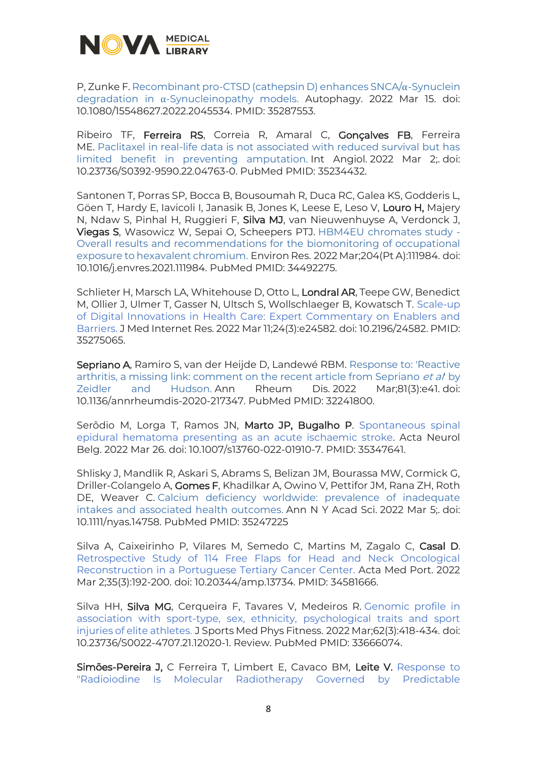P, Zunke F. Recombinant pro-CTSD (cathepsin D) enhances SNCA/α-Synuclein degradation in α-Synucleinopathy models. Autophagy. 2022 Mar 15. doi: 10.1080/15548627.2022.2045534. PMID: 35287553.

Ribeiro TF, **Ferreira RS**, Correia R, Amaral C, **Gonçalves FB**, Ferreira ME. Paclitaxel in real-life data is not associated with reduced survival but has limited benefit in preventing amputation. Int Angiol. 2022 Mar 2;. doi: 10.23736/S0392-9590.22.04763-0. PubMed PMID: 35234432.

Santonen T, Porras SP, Bocca B, Bousoumah R, Duca RC, Galea KS, Godderis L, Göen T, Hardy E, Iavicoli I, Janasik B, Jones K, Leese E, Leso V, **Louro H,** Majery N, Ndaw S, Pinhal H, Ruggieri F, **Silva MJ**, van Nieuwenhuyse A, Verdonck J, **Viegas S**, Wasowicz W, Sepai O, Scheepers PTJ. HBM4EU chromates study - Overall results and recommendations for the biomonitoring of occupational exposure to hexavalent chromium. Environ Res. 2022 Mar;204(Pt A):111984. doi: 10.1016/j.envres.2021.111984. PubMed PMID: 34492275.

Schlieter H, Marsch LA, Whitehouse D, Otto L, **Londral AR**, Teepe GW, Benedict M, Ollier J, Ulmer T, Gasser N, Ultsch S, Wollschlaeger B, Kowatsch T. Scale-up of Digital Innovations in Health Care: Expert Commentary on Enablers and Barriers. J Med Internet Res. 2022 Mar 11;24(3):e24582. doi: 10.2196/24582. PMID: 35275065.

**Sepriano A**, Ramiro S, van der Heijde D, Landewé RBM. Response to: 'Reactive arthritis, a missing link: comment on the recent article from Sepriano *et al*' by Zeidler and Hudson. Ann Rheum Dis. 2022 Mar;81(3):e41. doi: 10.1136/annrheumdis-2020-217347. PubMed PMID: 32241800.

Serôdio M, Lorga T, Ramos JN, **Marto JP, Bugalho P**. Spontaneous spinal epidural hematoma presenting as an acute ischaemic stroke. Acta Neurol Belg. 2022 Mar 26. doi: 10.1007/s13760-022-01910-7. PMID: 35347641.

Shlisky J, Mandlik R, Askari S, Abrams S, Belizan JM, Bourassa MW, Cormick G, Driller-Colangelo A, **Gomes F**, Khadilkar A, Owino V, Pettifor JM, Rana ZH, Roth DE, Weaver C. Calcium deficiency worldwide: prevalence of inadequate intakes and associated health outcomes. Ann N Y Acad Sci. 2022 Mar 5;. doi: 10.1111/nyas.14758. PubMed PMID: 35247225

Silva A, Caixeirinho P, Vilares M, Semedo C, Martins M, Zagalo C, **Casal D**. Retrospective Study of 114 Free Flaps for Head and Neck Oncological Reconstruction in a Portuguese Tertiary Cancer Center. Acta Med Port. 2022 Mar 2;35(3):192-200. doi: 10.20344/amp.13734. PMID: 34581666.

Silva HH, **Silva MG**, Cerqueira F, Tavares V, Medeiros R. Genomic profile in association with sport-type, sex, ethnicity, psychological traits and sport injuries of elite athletes. J Sports Med Phys Fitness. 2022 Mar;62(3):418-434. doi: 10.23736/S0022-4707.21.12020-1. Review. PubMed PMID: 33666074.

**Simões-Pereira J,** C Ferreira T, Limbert E, Cavaco BM, **Leite V.** Response to "Radioiodine Is Molecular Radiotherapy Governed by Predictable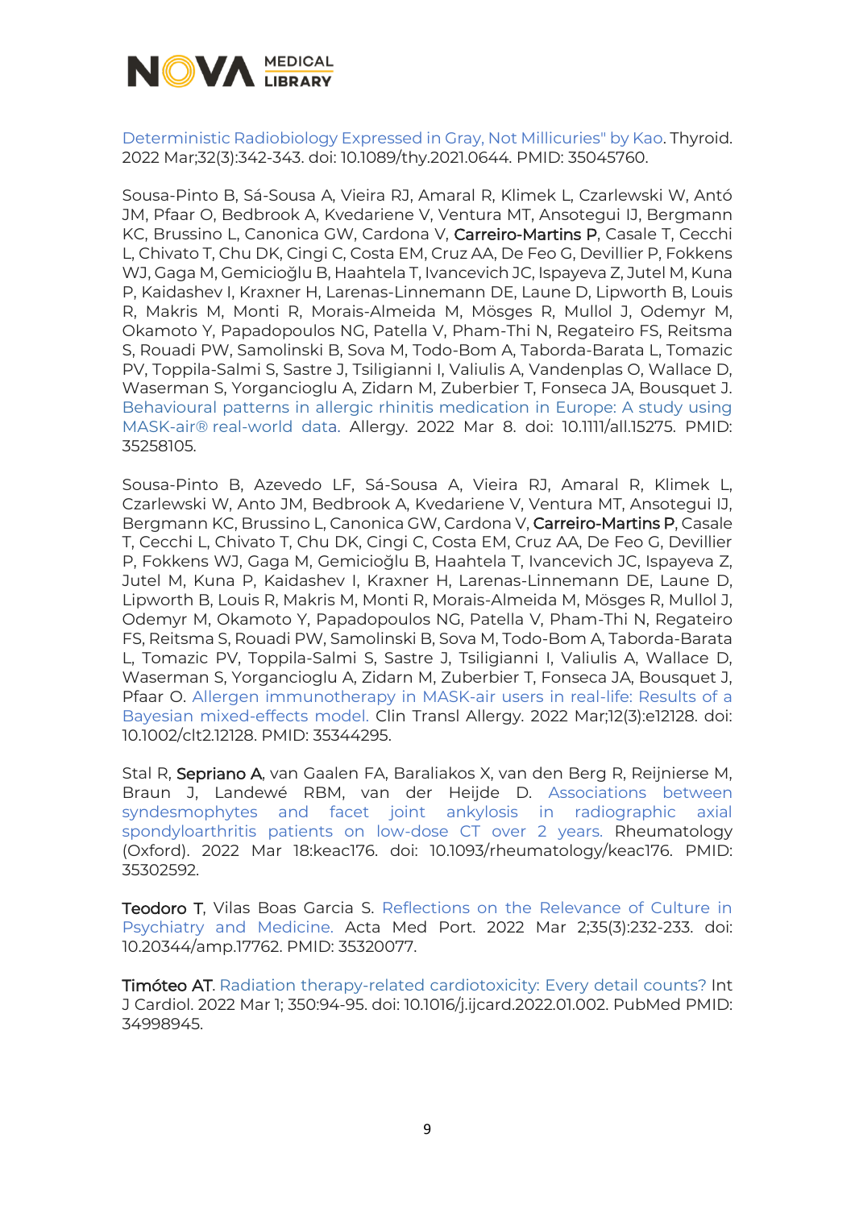Deterministic Radiobiology Expressed in Gray, Not Millicuries" by Kao. Thyroid. 2022 Mar;32(3):342-343. doi: 10.1089/thy.2021.0644. PMID: 35045760.

Sousa-Pinto B, Sá-Sousa A, Vieira RJ, Amaral R, Klimek L, Czarlewski W, Antó JM, Pfaar O, Bedbrook A, Kvedariene V, Ventura MT, Ansotegui IJ, Bergmann KC, Brussino L, Canonica GW, Cardona V, **Carreiro-Martins P**, Casale T, Cecchi L, Chivato T, Chu DK, Cingi C, Costa EM, Cruz AA, De Feo G, Devillier P, Fokkens WJ, Gaga M, Gemicioğlu B, Haahtela T, Ivancevich JC, Ispayeva Z, Jutel M, Kuna P, Kaidashev I, Kraxner H, Larenas-Linnemann DE, Laune D, Lipworth B, Louis R, Makris M, Monti R, Morais-Almeida M, Mösges R, Mullol J, Odemyr M, Okamoto Y, Papadopoulos NG, Patella V, Pham-Thi N, Regateiro FS, Reitsma S, Rouadi PW, Samolinski B, Sova M, Todo-Bom A, Taborda-Barata L, Tomazic PV, Toppila-Salmi S, Sastre J, Tsiligianni I, Valiulis A, Vandenplas O, Wallace D, Waserman S, Yorgancioglu A, Zidarn M, Zuberbier T, Fonseca JA, Bousquet J. Behavioural patterns in allergic rhinitis medication in Europe: A study using MASK-air® real-world data. Allergy. 2022 Mar 8. doi: 10.1111/all.15275. PMID: 35258105.

Sousa-Pinto B, Azevedo LF, Sá-Sousa A, Vieira RJ, Amaral R, Klimek L, Czarlewski W, Anto JM, Bedbrook A, Kvedariene V, Ventura MT, Ansotegui IJ, Bergmann KC, Brussino L, Canonica GW, Cardona V, **Carreiro-Martins P**, Casale T, Cecchi L, Chivato T, Chu DK, Cingi C, Costa EM, Cruz AA, De Feo G, Devillier P, Fokkens WJ, Gaga M, Gemicioğlu B, Haahtela T, Ivancevich JC, Ispayeva Z, Jutel M, Kuna P, Kaidashev I, Kraxner H, Larenas-Linnemann DE, Laune D, Lipworth B, Louis R, Makris M, Monti R, Morais-Almeida M, Mösges R, Mullol J, Odemyr M, Okamoto Y, Papadopoulos NG, Patella V, Pham-Thi N, Regateiro FS, Reitsma S, Rouadi PW, Samolinski B, Sova M, Todo-Bom A, Taborda-Barata L, Tomazic PV, Toppila-Salmi S, Sastre J, Tsiligianni I, Valiulis A, Wallace D, Waserman S, Yorgancioglu A, Zidarn M, Zuberbier T, Fonseca JA, Bousquet J, Pfaar O. Allergen immunotherapy in MASK-air users in real-life: Results of a Bayesian mixed-effects model. Clin Transl Allergy. 2022 Mar;12(3):e12128. doi: 10.1002/clt2.12128. PMID: 35344295.

Stal R, **Sepriano A**, van Gaalen FA, Baraliakos X, van den Berg R, Reijnierse M, Braun J, Landewé RBM, van der Heijde D. Associations between syndesmophytes and facet joint ankylosis in radiographic axial spondyloarthritis patients on low-dose CT over 2 years. Rheumatology (Oxford). 2022 Mar 18:keac176. doi: 10.1093/rheumatology/keac176. PMID: 35302592.

**Teodoro T**, Vilas Boas Garcia S. Reflections on the Relevance of Culture in Psychiatry and Medicine. Acta Med Port. 2022 Mar 2;35(3):232-233. doi: 10.20344/amp.17762. PMID: 35320077.

**Timóteo AT**. Radiation therapy-related cardiotoxicity: Every detail counts? Int J Cardiol. 2022 Mar 1; 350:94-95. doi: 10.1016/j.ijcard.2022.01.002. PubMed PMID: 34998945.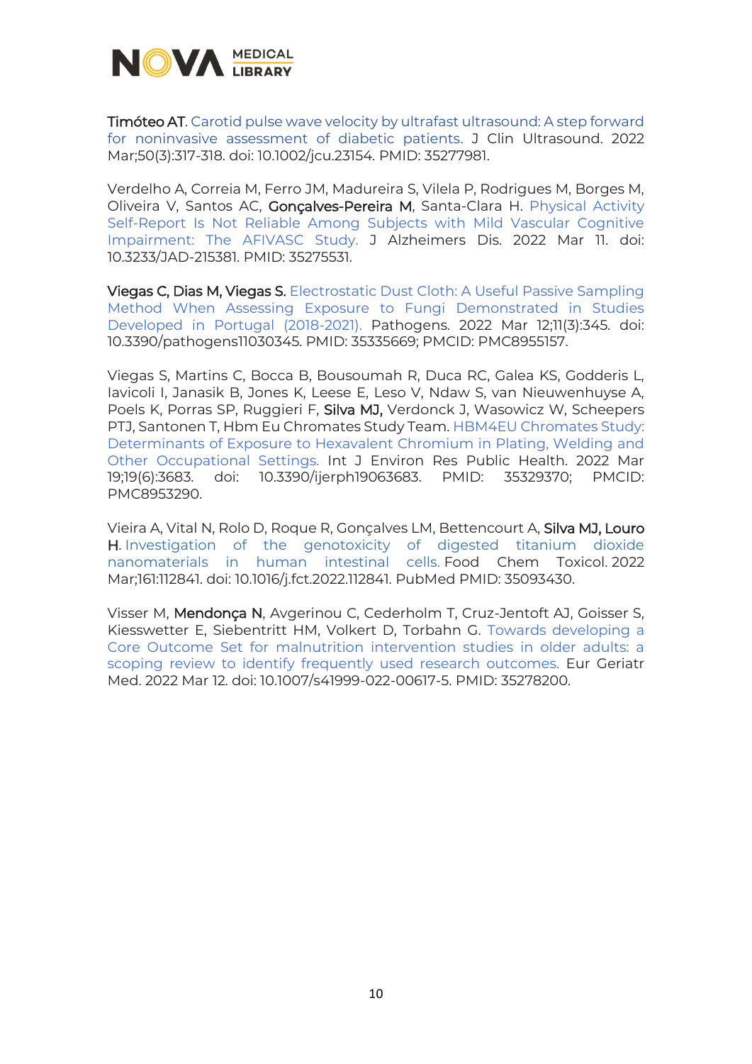**Timóteo AT**. Carotid pulse wave velocity by ultrafast ultrasound: A step forward for noninvasive assessment of diabetic patients. J Clin Ultrasound. 2022 Mar;50(3):317-318. doi: 10.1002/jcu.23154. PMID: 35277981.

Verdelho A, Correia M, Ferro JM, Madureira S, Vilela P, Rodrigues M, Borges M, Oliveira V, Santos AC, **Gonçalves-Pereira M**, Santa-Clara H. Physical Activity Self-Report Is Not Reliable Among Subjects with Mild Vascular Cognitive Impairment: The AFIVASC Study. J Alzheimers Dis. 2022 Mar 11. doi: 10.3233/JAD-215381. PMID: 35275531.

**Viegas C, Dias M, Viegas S.** Electrostatic Dust Cloth: A Useful Passive Sampling Method When Assessing Exposure to Fungi Demonstrated in Studies Developed in Portugal (2018-2021). Pathogens. 2022 Mar 12;11(3):345. doi: 10.3390/pathogens11030345. PMID: 35335669; PMCID: PMC8955157.

Viegas S, Martins C, Bocca B, Bousoumah R, Duca RC, Galea KS, Godderis L, Iavicoli I, Janasik B, Jones K, Leese E, Leso V, Ndaw S, van Nieuwenhuyse A, Poels K, Porras SP, Ruggieri F, **Silva MJ,** Verdonck J, Wasowicz W, Scheepers PTJ, Santonen T, Hbm Eu Chromates Study Team. HBM4EU Chromates Study: Determinants of Exposure to Hexavalent Chromium in Plating, Welding and Other Occupational Settings. Int J Environ Res Public Health. 2022 Mar 19;19(6):3683. doi: 10.3390/ijerph19063683. PMID: 35329370; PMCID: PMC8953290.

Vieira A, Vital N, Rolo D, Roque R, Gonçalves LM, Bettencourt A, **Silva MJ, Louro H**. Investigation of the genotoxicity of digested titanium dioxide nanomaterials in human intestinal cells. Food Chem Toxicol. 2022 Mar;161:112841. doi: 10.1016/j.fct.2022.112841. PubMed PMID: 35093430.

Visser M, **Mendonça N**, Avgerinou C, Cederholm T, Cruz-Jentoft AJ, Goisser S, Kiesswetter E, Siebentritt HM, Volkert D, Torbahn G. Towards developing a Core Outcome Set for malnutrition intervention studies in older adults: a scoping review to identify frequently used research outcomes. Eur Geriatr Med. 2022 Mar 12. doi: 10.1007/s41999-022-00617-5. PMID: 35278200.